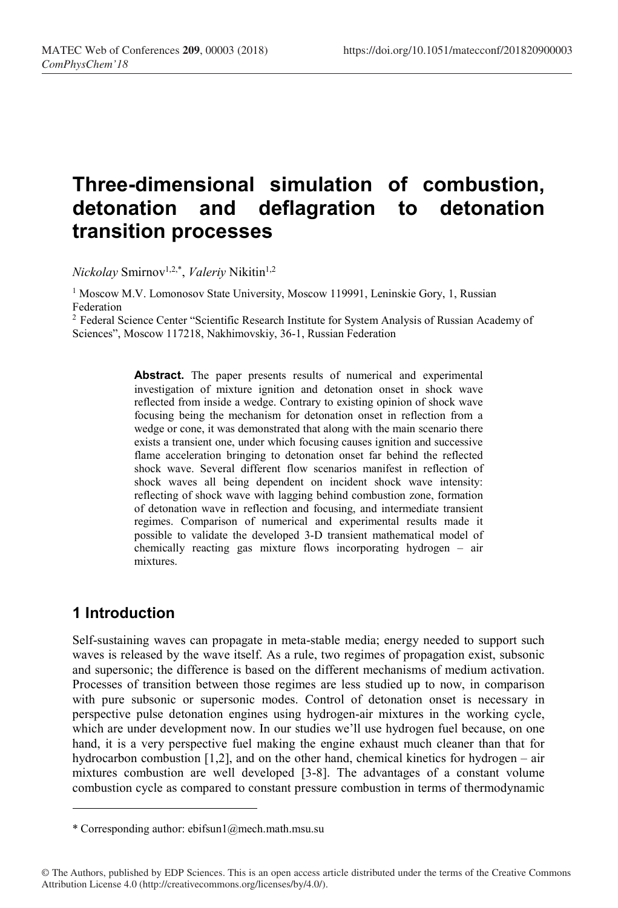# Three-dimensional simulation of combustion, detonation and deflagration to detonation transition processes

*Nickolay* Smirnov[1,2,*], *Valeriy* Nikitin[1,2]

[1] Moscow M.V. Lomonosov State University, Moscow 119991, Leninskie Gory, 1, Russian Federation

[2] Federal Science Center "Scientific Research Institute for System Analysis of Russian Academy of Sciences", Moscow 117218, Nakhimovskiy, 36-1, Russian Federation

**Abstract.** The paper presents results of numerical and experimental investigation of mixture ignition and detonation onset in shock wave reflected from inside a wedge. Contrary to existing opinion of shock wave focusing being the mechanism for detonation onset in reflection from a wedge or cone, it was demonstrated that along with the main scenario there exists a transient one, under which focusing causes ignition and successive flame acceleration bringing to detonation onset far behind the reflected shock wave. Several different flow scenarios manifest in reflection of shock waves all being dependent on incident shock wave intensity: reflecting of shock wave with lagging behind combustion zone, formation of detonation wave in reflection and focusing, and intermediate transient regimes. Comparison of numerical and experimental results made it possible to validate the developed 3-D transient mathematical model of chemically reacting gas mixture flows incorporating hydrogen – air mixtures.

## 1 Introduction

Self-sustaining waves can propagate in meta-stable media; energy needed to support such waves is released by the wave itself. As a rule, two regimes of propagation exist, subsonic and supersonic; the difference is based on the different mechanisms of medium activation. Processes of transition between those regimes are less studied up to now, in comparison with pure subsonic or supersonic modes. Control of detonation onset is necessary in perspective pulse detonation engines using hydrogen-air mixtures in the working cycle, which are under development now. In our studies we'll use hydrogen fuel because, on one hand, it is a very perspective fuel making the engine exhaust much cleaner than that for hydrocarbon combustion [1,2], and on the other hand, chemical kinetics for hydrogen – air mixtures combustion are well developed [3-8]. The advantages of a constant volume combustion cycle as compared to constant pressure combustion in terms of thermodynamic

* Corresponding author: ebifsun1@mech.math.msu.su

© The Authors, published by EDP Sciences. This is an open access article distributed under the terms of the Creative Commons Attribution License 4.0 (http://creativecommons.org/licenses/by/4.0/).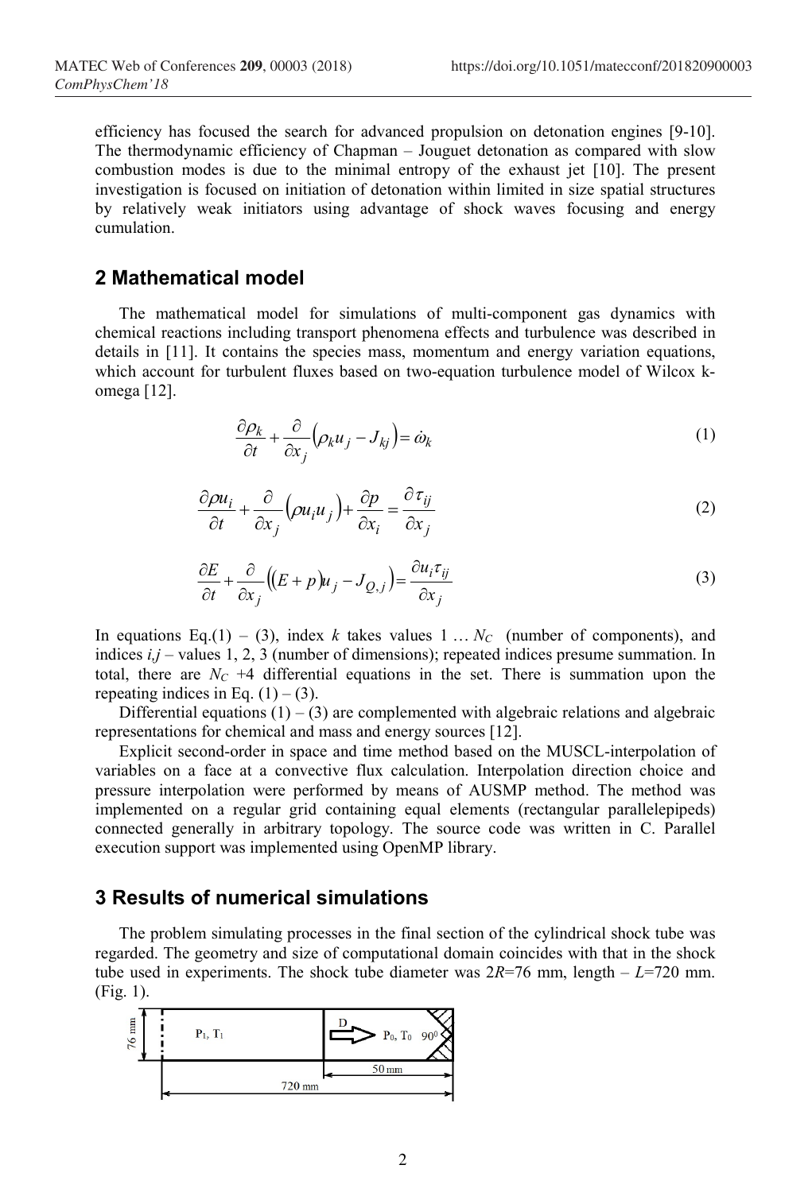efficiency has focused the search for advanced propulsion on detonation engines [9-10]. The thermodynamic efficiency of Chapman – Jouguet detonation as compared with slow combustion modes is due to the minimal entropy of the exhaust jet [10]. The present investigation is focused on initiation of detonation within limited in size spatial structures by relatively weak initiators using advantage of shock waves focusing and energy cumulation.

## 2 Mathematical model

The mathematical model for simulations of multi-component gas dynamics with chemical reactions including transport phenomena effects and turbulence was described in details in [11]. It contains the species mass, momentum and energy variation equations, which account for turbulent fluxes based on two-equation turbulence model of Wilcox k-omega [12].

$$\frac{\partial \rho_k}{\partial t} + \frac{\partial}{\partial x_j}\left(\rho_k u_j - J_{kj}\right) = \dot{\omega}_k \tag{1}$$

$$\frac{\partial \rho u_i}{\partial t} + \frac{\partial}{\partial x_j}\left(\rho u_i u_j\right) + \frac{\partial p}{\partial x_i} = \frac{\partial \tau_{ij}}{\partial x_j} \tag{2}$$

$$\frac{\partial E}{\partial t} + \frac{\partial}{\partial x_j}\left((E + p)u_j - J_{Q,j}\right) = \frac{\partial u_i \tau_{ij}}{\partial x_j} \tag{3}$$

In equations Eq.(1) – (3), index $k$ takes values $1 \ldots N_C$ (number of components), and indices $i,j$ – values 1, 2, 3 (number of dimensions); repeated indices presume summation. In total, there are $N_C$ +4 differential equations in the set. There is summation upon the repeating indices in Eq. (1) – (3).

Differential equations (1) – (3) are complemented with algebraic relations and algebraic representations for chemical and mass and energy sources [12].

Explicit second-order in space and time method based on the MUSCL-interpolation of variables on a face at a convective flux calculation. Interpolation direction choice and pressure interpolation were performed by means of AUSMP method. The method was implemented on a regular grid containing equal elements (rectangular parallelepipeds) connected generally in arbitrary topology. The source code was written in C. Parallel execution support was implemented using OpenMP library.

## 3 Results of numerical simulations

The problem simulating processes in the final section of the cylindrical shock tube was regarded. The geometry and size of computational domain coincides with that in the shock tube used in experiments. The shock tube diameter was $2R$=76 mm, length – $L$=720 mm. (Fig. 1).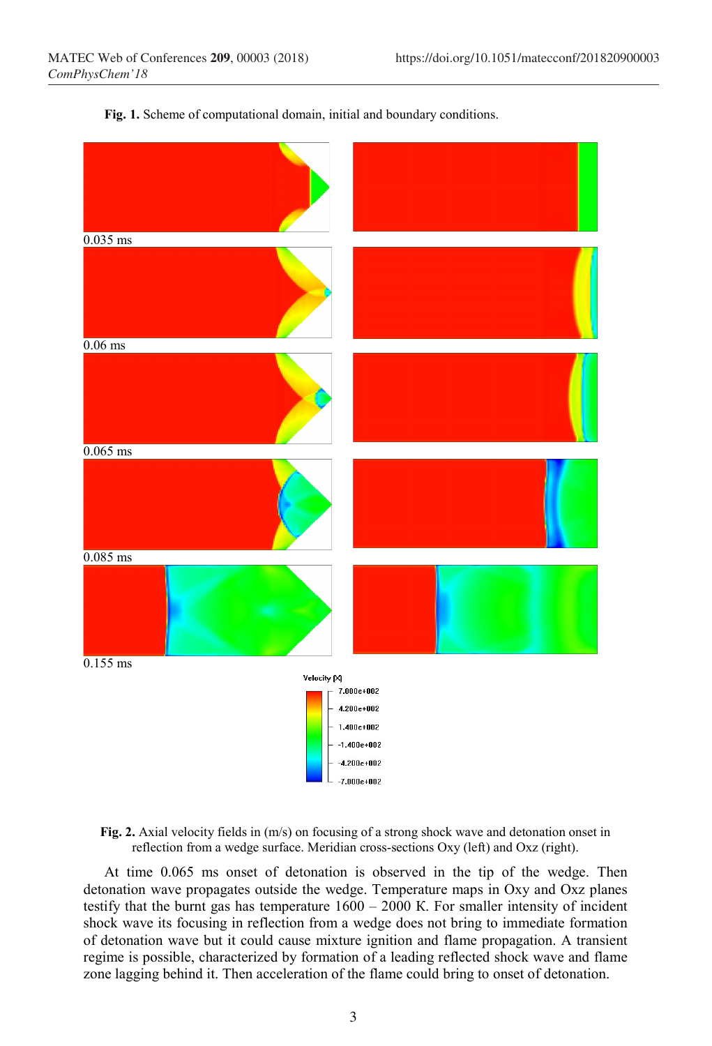**Fig. 1.** Scheme of computational domain, initial and boundary conditions.

0.035 ms

0.06 ms

0.065 ms

0.085 ms

0.155 ms

Velocity [X]

7.000e+002
4.200e+002
1.400e+002
-1.400e+002
-4.200e+002
-7.000e+002

**Fig. 2.** Axial velocity fields in (m/s) on focusing of a strong shock wave and detonation onset in reflection from a wedge surface. Meridian cross-sections Oxy (left) and Oxz (right).

At time 0.065 ms onset of detonation is observed in the tip of the wedge. Then detonation wave propagates outside the wedge. Temperature maps in Oxy and Oxz planes testify that the burnt gas has temperature 1600 – 2000 K. For smaller intensity of incident shock wave its focusing in reflection from a wedge does not bring to immediate formation of detonation wave but it could cause mixture ignition and flame propagation. A transient regime is possible, characterized by formation of a leading reflected shock wave and flame zone lagging behind it. Then acceleration of the flame could bring to onset of detonation.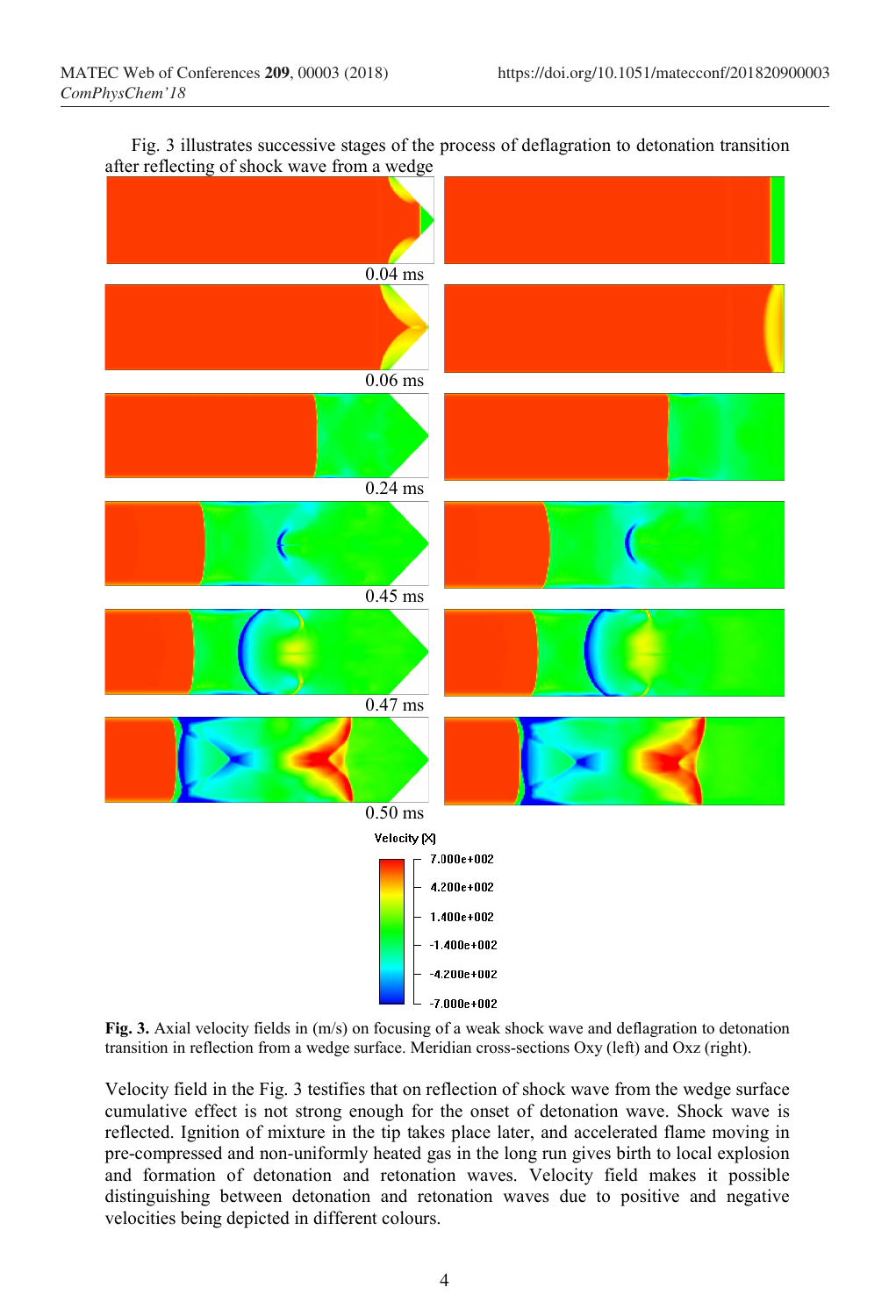Fig. 3 illustrates successive stages of the process of deflagration to detonation transition after reflecting of shock wave from a wedge

**Fig. 3.** Axial velocity fields in (m/s) on focusing of a weak shock wave and deflagration to detonation transition in reflection from a wedge surface. Meridian cross-sections Oxy (left) and Oxz (right).

Velocity field in the Fig. 3 testifies that on reflection of shock wave from the wedge surface cumulative effect is not strong enough for the onset of detonation wave. Shock wave is reflected. Ignition of mixture in the tip takes place later, and accelerated flame moving in pre-compressed and non-uniformly heated gas in the long run gives birth to local explosion and formation of detonation and retonation waves. Velocity field makes it possible distinguishing between detonation and retonation waves due to positive and negative velocities being depicted in different colours.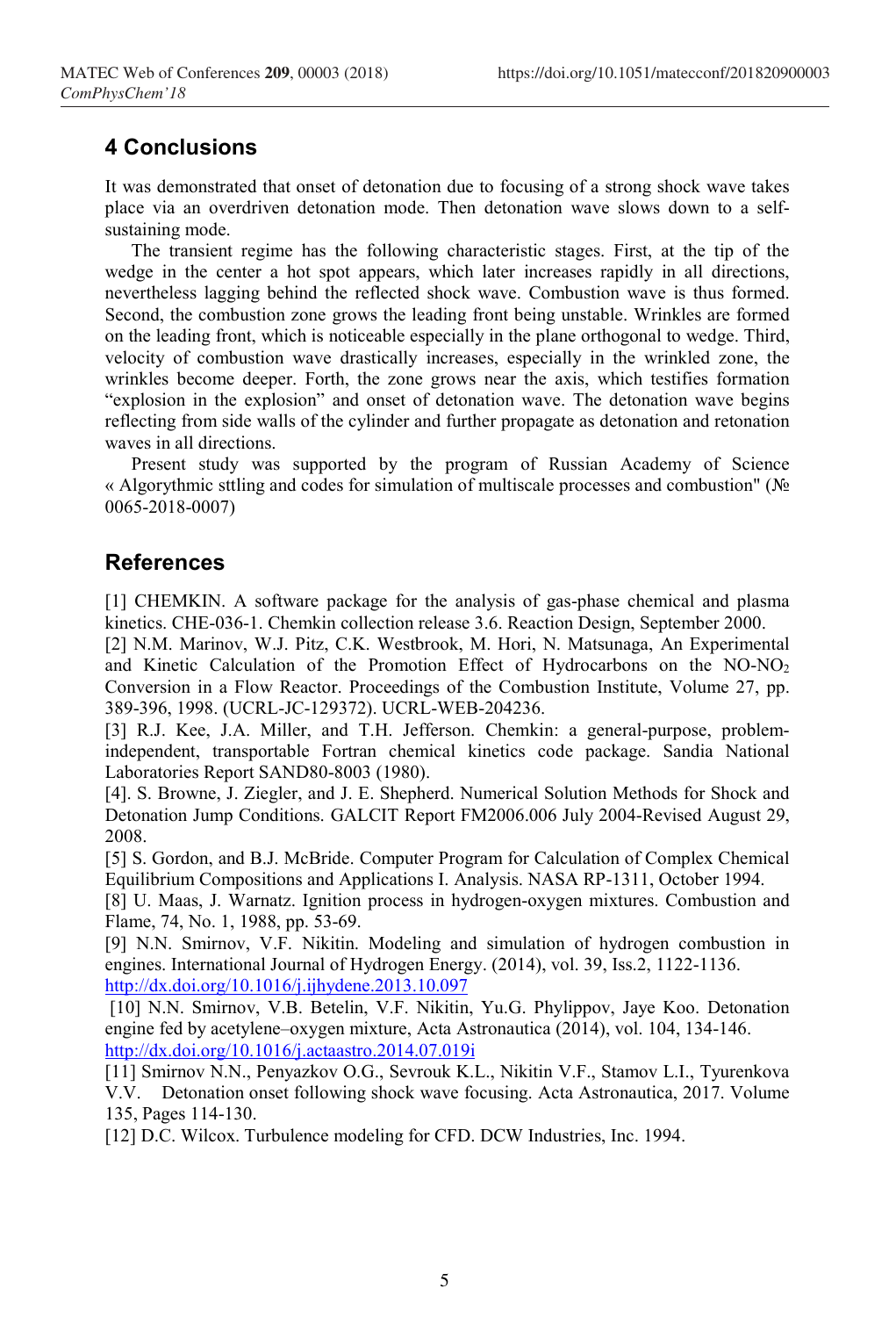## 4 Conclusions

It was demonstrated that onset of detonation due to focusing of a strong shock wave takes place via an overdriven detonation mode. Then detonation wave slows down to a self-sustaining mode.

The transient regime has the following characteristic stages. First, at the tip of the wedge in the center a hot spot appears, which later increases rapidly in all directions, nevertheless lagging behind the reflected shock wave. Combustion wave is thus formed. Second, the combustion zone grows the leading front being unstable. Wrinkles are formed on the leading front, which is noticeable especially in the plane orthogonal to wedge. Third, velocity of combustion wave drastically increases, especially in the wrinkled zone, the wrinkles become deeper. Forth, the zone grows near the axis, which testifies formation "explosion in the explosion" and onset of detonation wave. The detonation wave begins reflecting from side walls of the cylinder and further propagate as detonation and retonation waves in all directions.

Present study was supported by the program of Russian Academy of Science « Algorythmic sttling and codes for simulation of multiscale processes and combustion" (№ 0065-2018-0007)

## References

[1] CHEMKIN. A software package for the analysis of gas-phase chemical and plasma kinetics. CHE-036-1. Chemkin collection release 3.6. Reaction Design, September 2000.

[2] N.M. Marinov, W.J. Pitz, C.K. Westbrook, M. Hori, N. Matsunaga, An Experimental and Kinetic Calculation of the Promotion Effect of Hydrocarbons on the NO-$NO_2$ Conversion in a Flow Reactor. Proceedings of the Combustion Institute, Volume 27, pp. 389-396, 1998. (UCRL-JC-129372). UCRL-WEB-204236.

[3] R.J. Kee, J.A. Miller, and T.H. Jefferson. Chemkin: a general-purpose, problem-independent, transportable Fortran chemical kinetics code package. Sandia National Laboratories Report SAND80-8003 (1980).

[4]. S. Browne, J. Ziegler, and J. E. Shepherd. Numerical Solution Methods for Shock and Detonation Jump Conditions. GALCIT Report FM2006.006 July 2004-Revised August 29, 2008.

[5] S. Gordon, and B.J. McBride. Computer Program for Calculation of Complex Chemical Equilibrium Compositions and Applications I. Analysis. NASA RP-1311, October 1994.

[8] U. Maas, J. Warnatz. Ignition process in hydrogen-oxygen mixtures. Combustion and Flame, 74, No. 1, 1988, pp. 53-69.

[9] N.N. Smirnov, V.F. Nikitin. Modeling and simulation of hydrogen combustion in engines. International Journal of Hydrogen Energy. (2014), vol. 39, Iss.2, 1122-1136. http://dx.doi.org/10.1016/j.ijhydene.2013.10.097

[10] N.N. Smirnov, V.B. Betelin, V.F. Nikitin, Yu.G. Phylippov, Jaye Koo. Detonation engine fed by acetylene–oxygen mixture, Acta Astronautica (2014), vol. 104, 134-146. http://dx.doi.org/10.1016/j.actaastro.2014.07.019i

[11] Smirnov N.N., Penyazkov O.G., Sevrouk K.L., Nikitin V.F., Stamov L.I., Tyurenkova V.V. Detonation onset following shock wave focusing. Acta Astronautica, 2017. Volume 135, Pages 114-130.

[12] D.C. Wilcox. Turbulence modeling for CFD. DCW Industries, Inc. 1994.